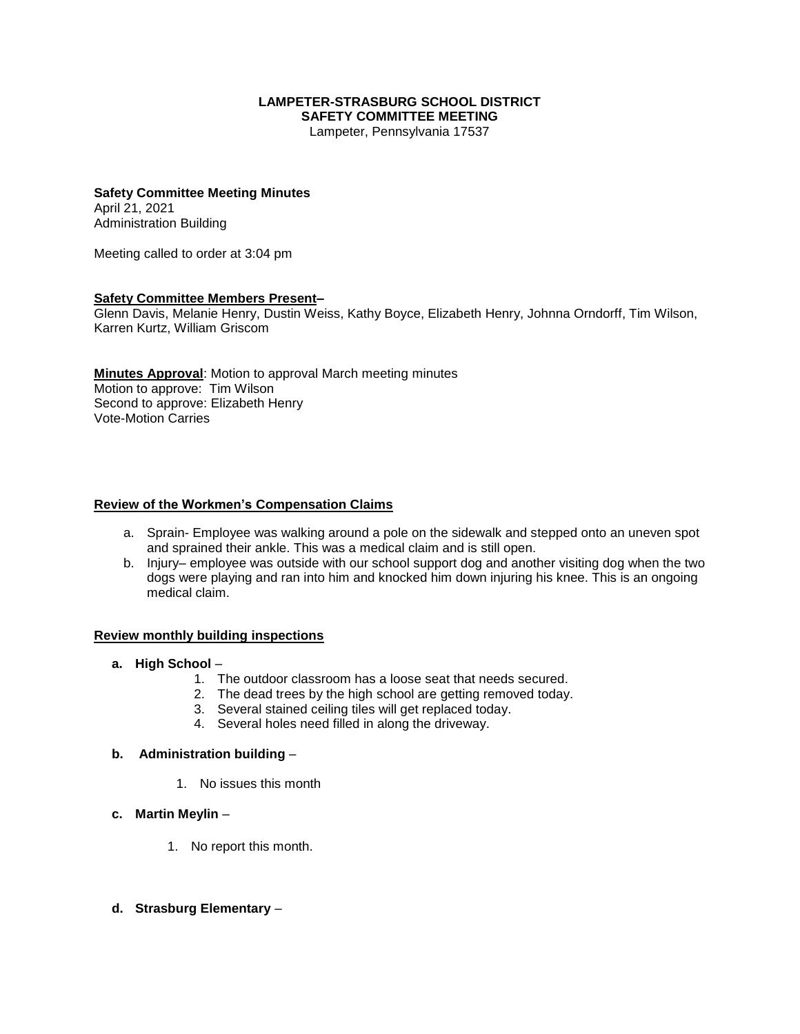**LAMPETER-STRASBURG SCHOOL DISTRICT**
**SAFETY COMMITTEE MEETING**
Lampeter, Pennsylvania 17537

**Safety Committee Meeting Minutes**
April 21, 2021
Administration Building

Meeting called to order at 3:04 pm

**Safety Committee Members Present–**
Glenn Davis, Melanie Henry, Dustin Weiss, Kathy Boyce, Elizabeth Henry, Johnna Orndorff, Tim Wilson, Karren Kurtz, William Griscom

**Minutes Approval**: Motion to approval March meeting minutes
Motion to approve: Tim Wilson
Second to approve: Elizabeth Henry
Vote-Motion Carries

**Review of the Workmen's Compensation Claims**

a. Sprain- Employee was walking around a pole on the sidewalk and stepped onto an uneven spot and sprained their ankle. This was a medical claim and is still open.
b. Injury– employee was outside with our school support dog and another visiting dog when the two dogs were playing and ran into him and knocked him down injuring his knee. This is an ongoing medical claim.

**Review monthly building inspections**

**a. High School** –
1. The outdoor classroom has a loose seat that needs secured.
2. The dead trees by the high school are getting removed today.
3. Several stained ceiling tiles will get replaced today.
4. Several holes need filled in along the driveway.

**b. Administration building** –
1. No issues this month

**c. Martin Meylin** –
1. No report this month.

**d. Strasburg Elementary** –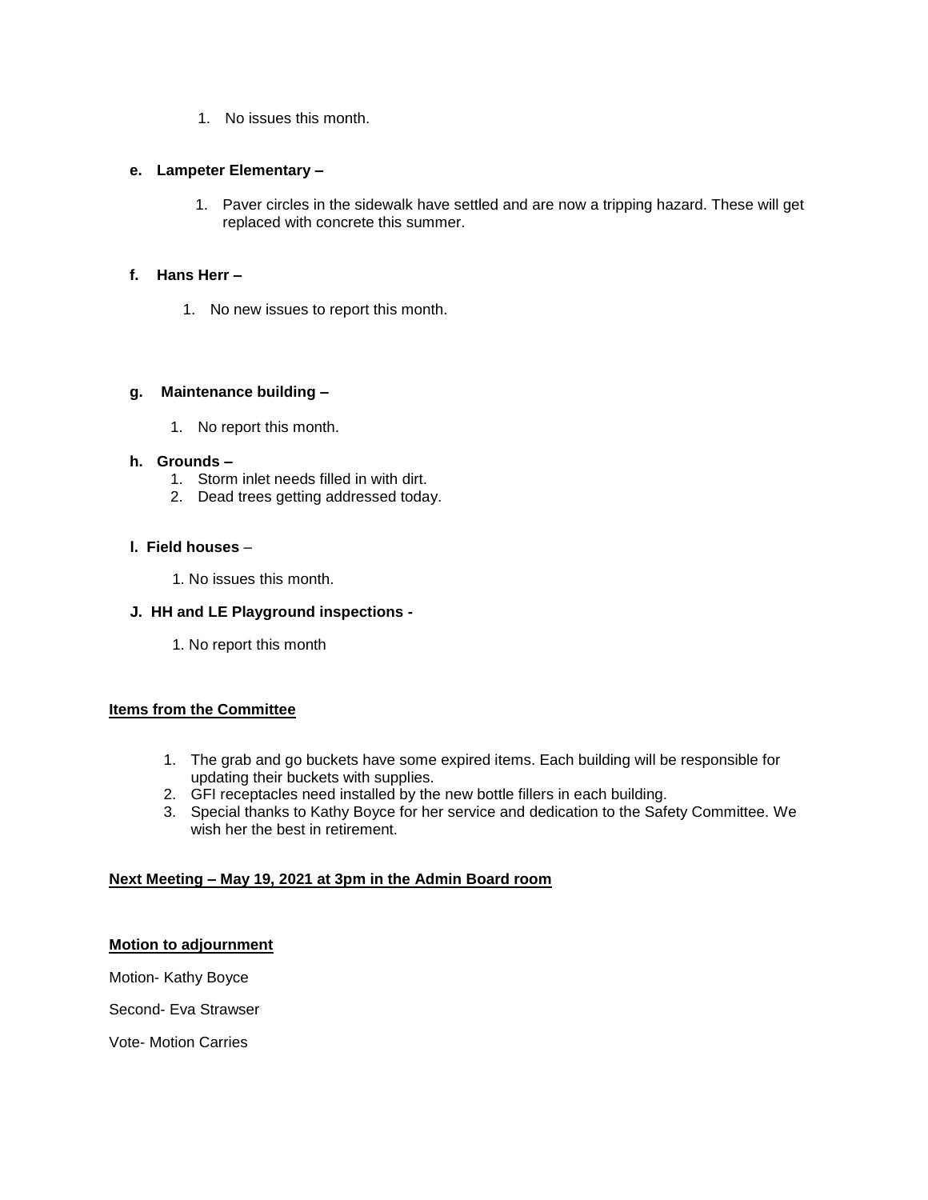1. No issues this month.

**e. Lampeter Elementary –**

1. Paver circles in the sidewalk have settled and are now a tripping hazard. These will get replaced with concrete this summer.

**f. Hans Herr –**

1. No new issues to report this month.

**g. Maintenance building –**

1. No report this month.

**h. Grounds –**

1. Storm inlet needs filled in with dirt.
2. Dead trees getting addressed today.

**I. Field houses** –

1. No issues this month.

**J. HH and LE Playground inspections -**

1. No report this month

**Items from the Committee**

1. The grab and go buckets have some expired items. Each building will be responsible for updating their buckets with supplies.
2. GFI receptacles need installed by the new bottle fillers in each building.
3. Special thanks to Kathy Boyce for her service and dedication to the Safety Committee. We wish her the best in retirement.

**Next Meeting – May 19, 2021 at 3pm in the Admin Board room**

**Motion to adjournment**

Motion- Kathy Boyce

Second- Eva Strawser

Vote- Motion Carries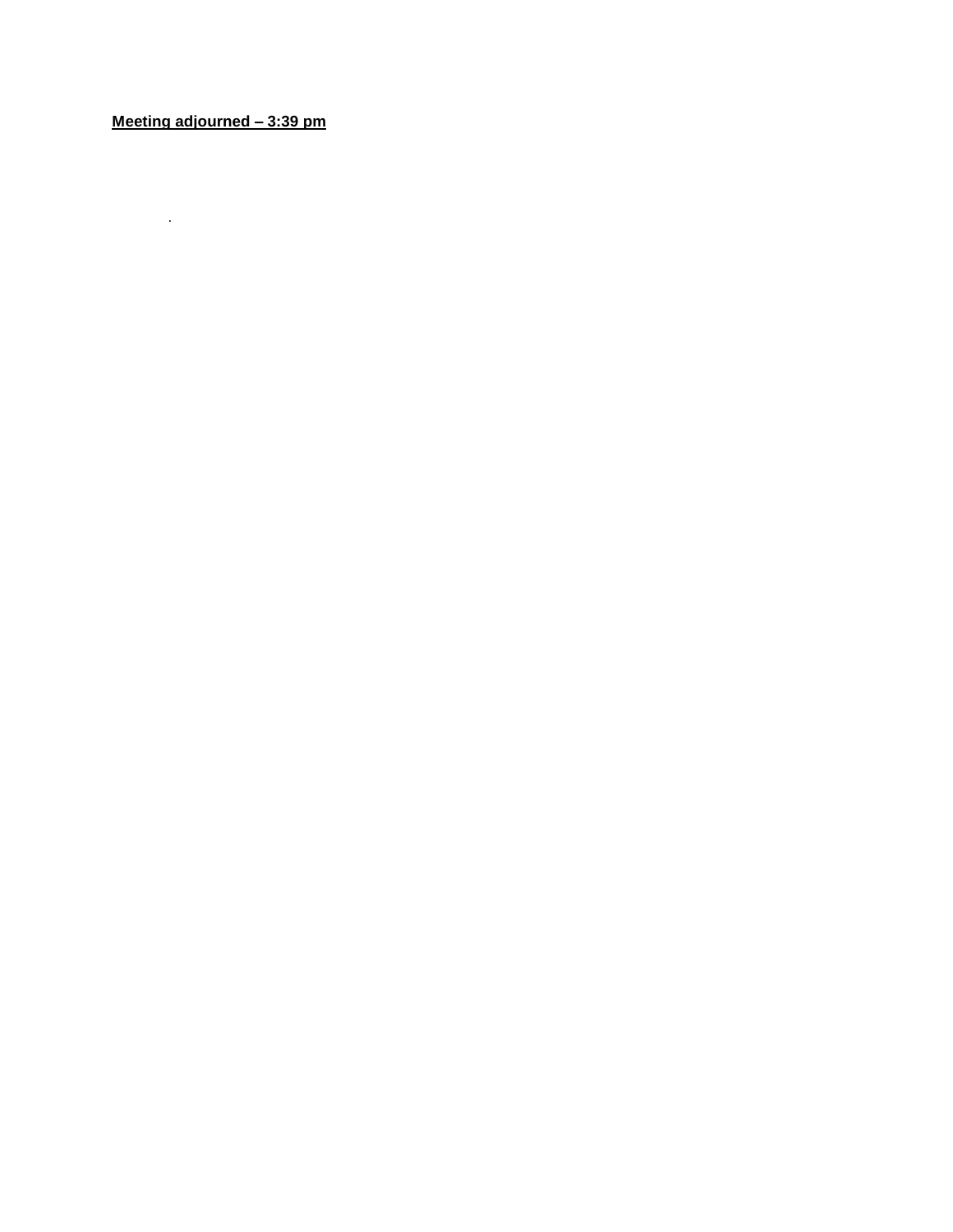**Meeting adjourned – 3:39 pm**

.